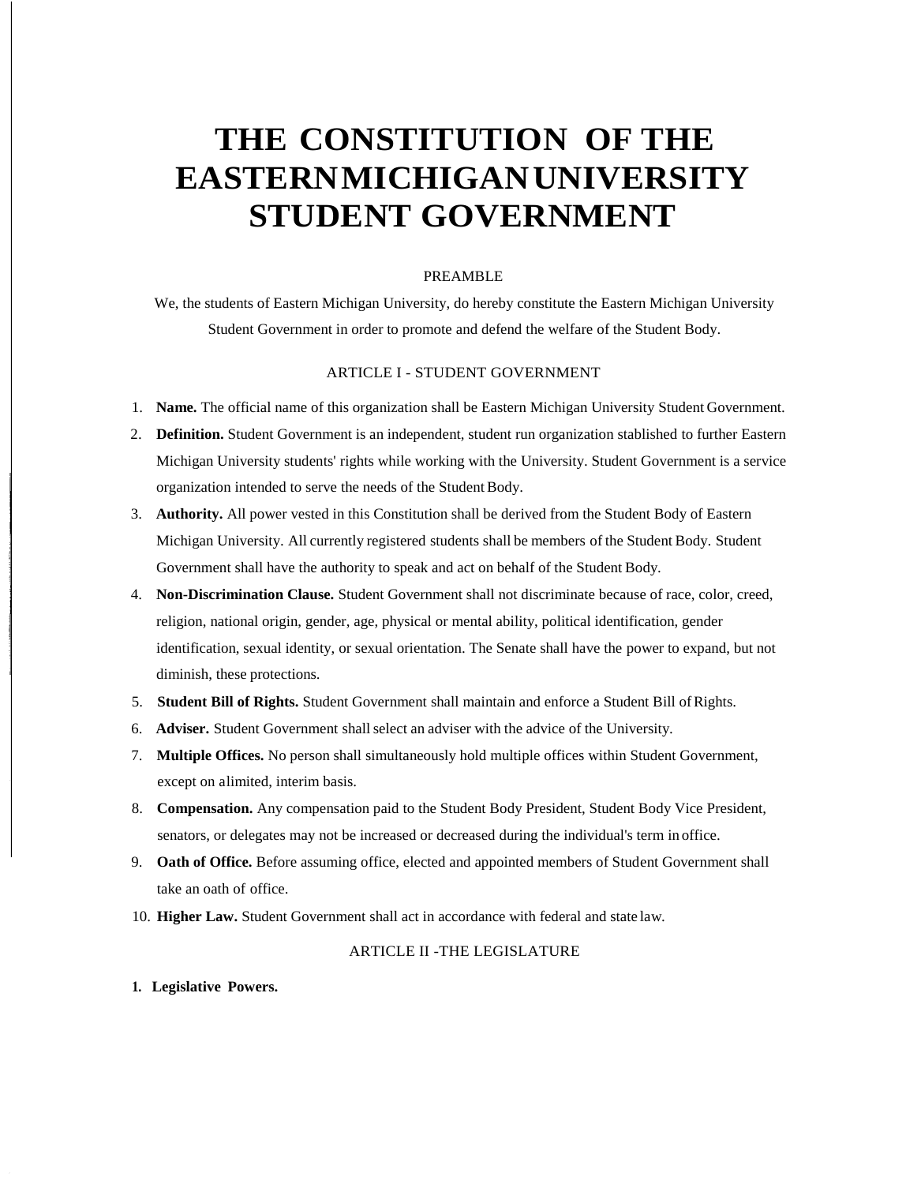# THE CONSTITUTION OF THE EASTERN MICHIGAN UNIVERSITY STUDENT GOVERNMENT

PREAMBLE

We, the students of Eastern Michigan University, do hereby constitute the Eastern Michigan University Student Government in order to promote and defend the welfare of the Student Body.

## ARTICLE I - STUDENT GOVERNMENT

1. **Name.** The official name of this organization shall be Eastern Michigan University Student Government.
2. **Definition.** Student Government is an independent, student run organization stablished to further Eastern Michigan University students' rights while working with the University. Student Government is a service organization intended to serve the needs of the Student Body.
3. **Authority.** All power vested in this Constitution shall be derived from the Student Body of Eastern Michigan University. All currently registered students shall be members of the Student Body. Student Government shall have the authority to speak and act on behalf of the Student Body.
4. **Non-Discrimination Clause.** Student Government shall not discriminate because of race, color, creed, religion, national origin, gender, age, physical or mental ability, political identification, gender identification, sexual identity, or sexual orientation. The Senate shall have the power to expand, but not diminish, these protections.
5. **Student Bill of Rights.** Student Government shall maintain and enforce a Student Bill of Rights.
6. **Adviser.** Student Government shall select an adviser with the advice of the University.
7. **Multiple Offices.** No person shall simultaneously hold multiple offices within Student Government, except on alimited, interim basis.
8. **Compensation.** Any compensation paid to the Student Body President, Student Body Vice President, senators, or delegates may not be increased or decreased during the individual's term in office.
9. **Oath of Office.** Before assuming office, elected and appointed members of Student Government shall take an oath of office.
10. **Higher Law.** Student Government shall act in accordance with federal and state law.

## ARTICLE II -THE LEGISLATURE

1. **Legislative Powers.**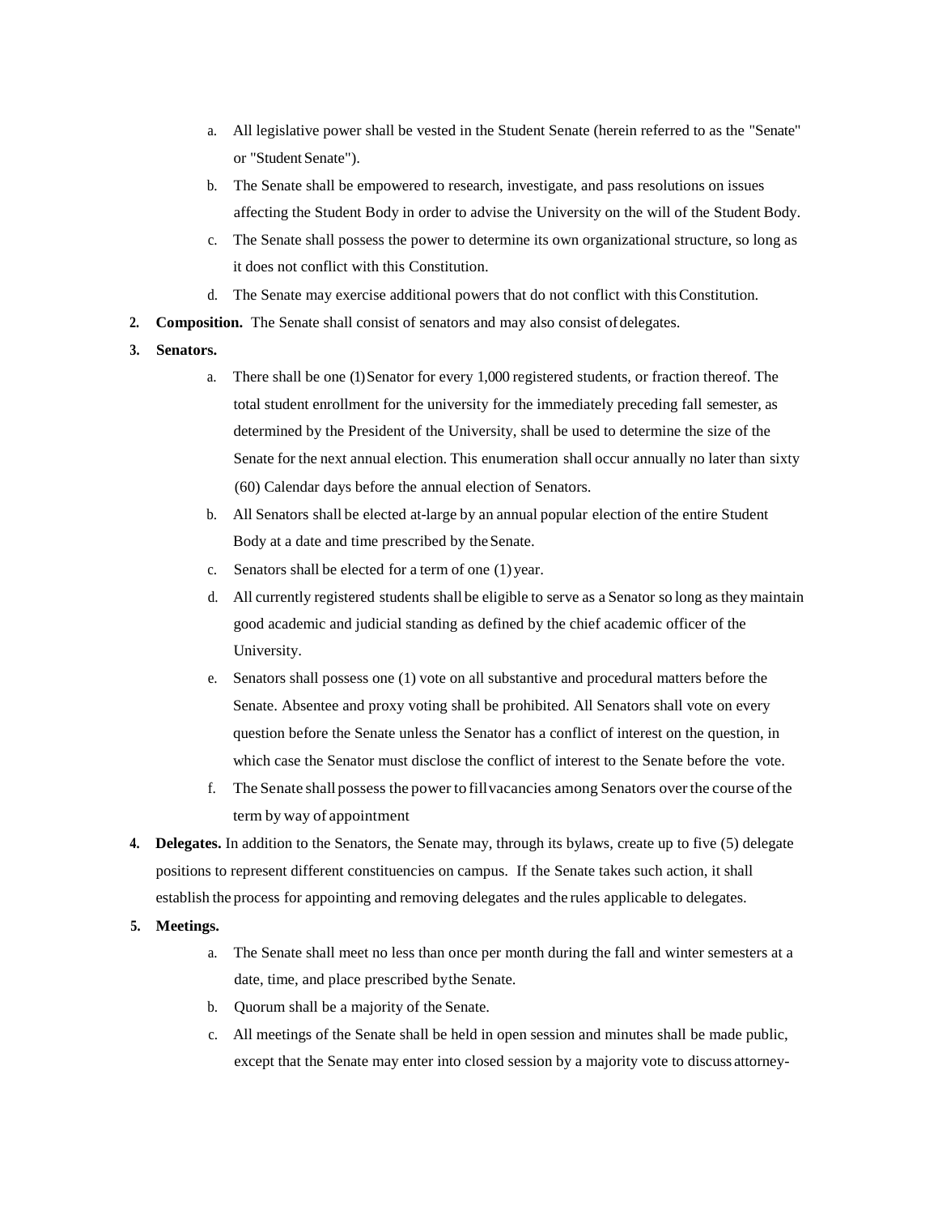a. All legislative power shall be vested in the Student Senate (herein referred to as the "Senate" or "Student Senate").

b. The Senate shall be empowered to research, investigate, and pass resolutions on issues affecting the Student Body in order to advise the University on the will of the Student Body.

c. The Senate shall possess the power to determine its own organizational structure, so long as it does not conflict with this Constitution.

d. The Senate may exercise additional powers that do not conflict with this Constitution.

**2. Composition.** The Senate shall consist of senators and may also consist of delegates.

**3. Senators.**

a. There shall be one (1) Senator for every 1,000 registered students, or fraction thereof. The total student enrollment for the university for the immediately preceding fall semester, as determined by the President of the University, shall be used to determine the size of the Senate for the next annual election. This enumeration shall occur annually no later than sixty (60) Calendar days before the annual election of Senators.

b. All Senators shall be elected at-large by an annual popular election of the entire Student Body at a date and time prescribed by the Senate.

c. Senators shall be elected for a term of one (1) year.

d. All currently registered students shall be eligible to serve as a Senator so long as they maintain good academic and judicial standing as defined by the chief academic officer of the University.

e. Senators shall possess one (1) vote on all substantive and procedural matters before the Senate. Absentee and proxy voting shall be prohibited. All Senators shall vote on every question before the Senate unless the Senator has a conflict of interest on the question, in which case the Senator must disclose the conflict of interest to the Senate before the vote.

f. The Senate shall possess the power to fill vacancies among Senators over the course of the term by way of appointment

**4. Delegates.** In addition to the Senators, the Senate may, through its bylaws, create up to five (5) delegate positions to represent different constituencies on campus. If the Senate takes such action, it shall establish the process for appointing and removing delegates and the rules applicable to delegates.

**5. Meetings.**

a. The Senate shall meet no less than once per month during the fall and winter semesters at a date, time, and place prescribed by the Senate.

b. Quorum shall be a majority of the Senate.

c. All meetings of the Senate shall be held in open session and minutes shall be made public, except that the Senate may enter into closed session by a majority vote to discuss attorney-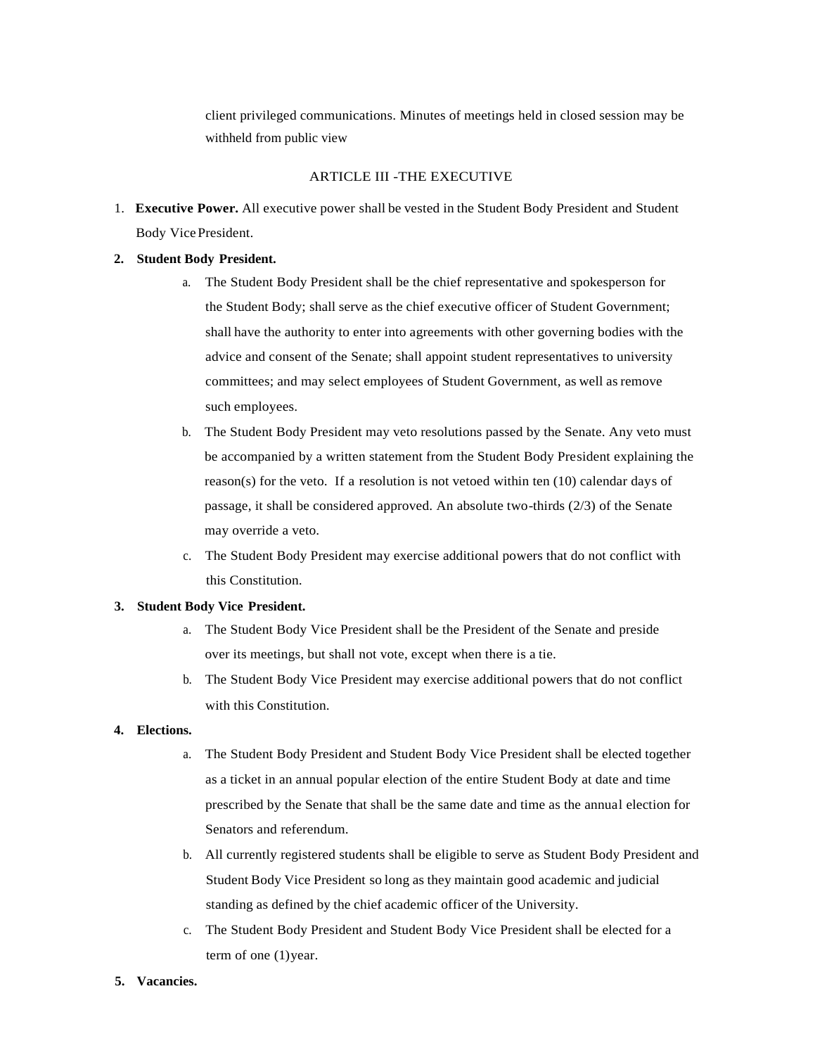client privileged communications. Minutes of meetings held in closed session may be withheld from public view

## ARTICLE III -THE EXECUTIVE

1. **Executive Power.** All executive power shall be vested in the Student Body President and Student Body Vice President.

2. **Student Body President.**
   a. The Student Body President shall be the chief representative and spokesperson for the Student Body; shall serve as the chief executive officer of Student Government; shall have the authority to enter into agreements with other governing bodies with the advice and consent of the Senate; shall appoint student representatives to university committees; and may select employees of Student Government, as well as remove such employees.
   b. The Student Body President may veto resolutions passed by the Senate. Any veto must be accompanied by a written statement from the Student Body President explaining the reason(s) for the veto. If a resolution is not vetoed within ten (10) calendar days of passage, it shall be considered approved. An absolute two-thirds (2/3) of the Senate may override a veto.
   c. The Student Body President may exercise additional powers that do not conflict with this Constitution.

3. **Student Body Vice President.**
   a. The Student Body Vice President shall be the President of the Senate and preside over its meetings, but shall not vote, except when there is a tie.
   b. The Student Body Vice President may exercise additional powers that do not conflict with this Constitution.

4. **Elections.**
   a. The Student Body President and Student Body Vice President shall be elected together as a ticket in an annual popular election of the entire Student Body at date and time prescribed by the Senate that shall be the same date and time as the annual election for Senators and referendum.
   b. All currently registered students shall be eligible to serve as Student Body President and Student Body Vice President so long as they maintain good academic and judicial standing as defined by the chief academic officer of the University.
   c. The Student Body President and Student Body Vice President shall be elected for a term of one (1) year.

5. **Vacancies.**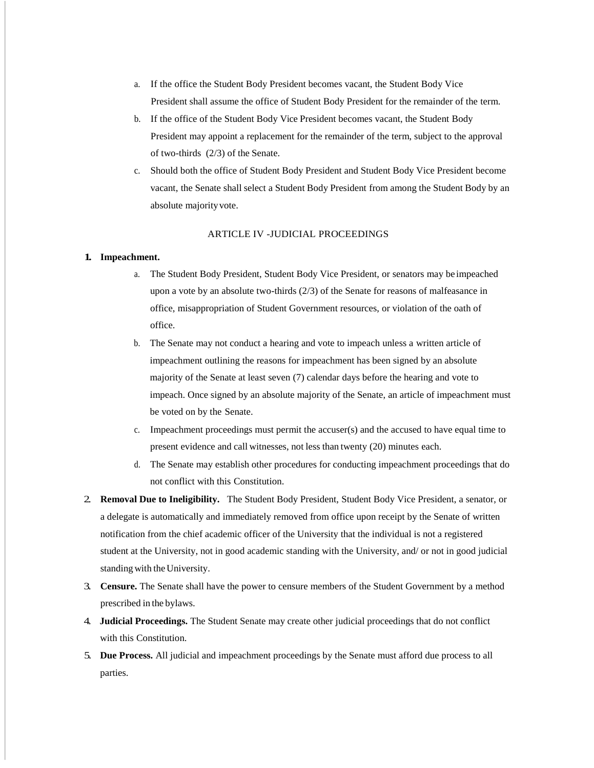a. If the office the Student Body President becomes vacant, the Student Body Vice President shall assume the office of Student Body President for the remainder of the term.
b. If the office of the Student Body Vice President becomes vacant, the Student Body President may appoint a replacement for the remainder of the term, subject to the approval of two-thirds (2/3) of the Senate.
c. Should both the office of Student Body President and Student Body Vice President become vacant, the Senate shall select a Student Body President from among the Student Body by an absolute majority vote.

## ARTICLE IV -JUDICIAL PROCEEDINGS

1. **Impeachment.**
   a. The Student Body President, Student Body Vice President, or senators may be impeached upon a vote by an absolute two-thirds (2/3) of the Senate for reasons of malfeasance in office, misappropriation of Student Government resources, or violation of the oath of office.
   b. The Senate may not conduct a hearing and vote to impeach unless a written article of impeachment outlining the reasons for impeachment has been signed by an absolute majority of the Senate at least seven (7) calendar days before the hearing and vote to impeach. Once signed by an absolute majority of the Senate, an article of impeachment must be voted on by the Senate.
   c. Impeachment proceedings must permit the accuser(s) and the accused to have equal time to present evidence and call witnesses, not less than twenty (20) minutes each.
   d. The Senate may establish other procedures for conducting impeachment proceedings that do not conflict with this Constitution.
2. **Removal Due to Ineligibility.** The Student Body President, Student Body Vice President, a senator, or a delegate is automatically and immediately removed from office upon receipt by the Senate of written notification from the chief academic officer of the University that the individual is not a registered student at the University, not in good academic standing with the University, and/ or not in good judicial standing with the University.
3. **Censure.** The Senate shall have the power to censure members of the Student Government by a method prescribed in the bylaws.
4. **Judicial Proceedings.** The Student Senate may create other judicial proceedings that do not conflict with this Constitution.
5. **Due Process.** All judicial and impeachment proceedings by the Senate must afford due process to all parties.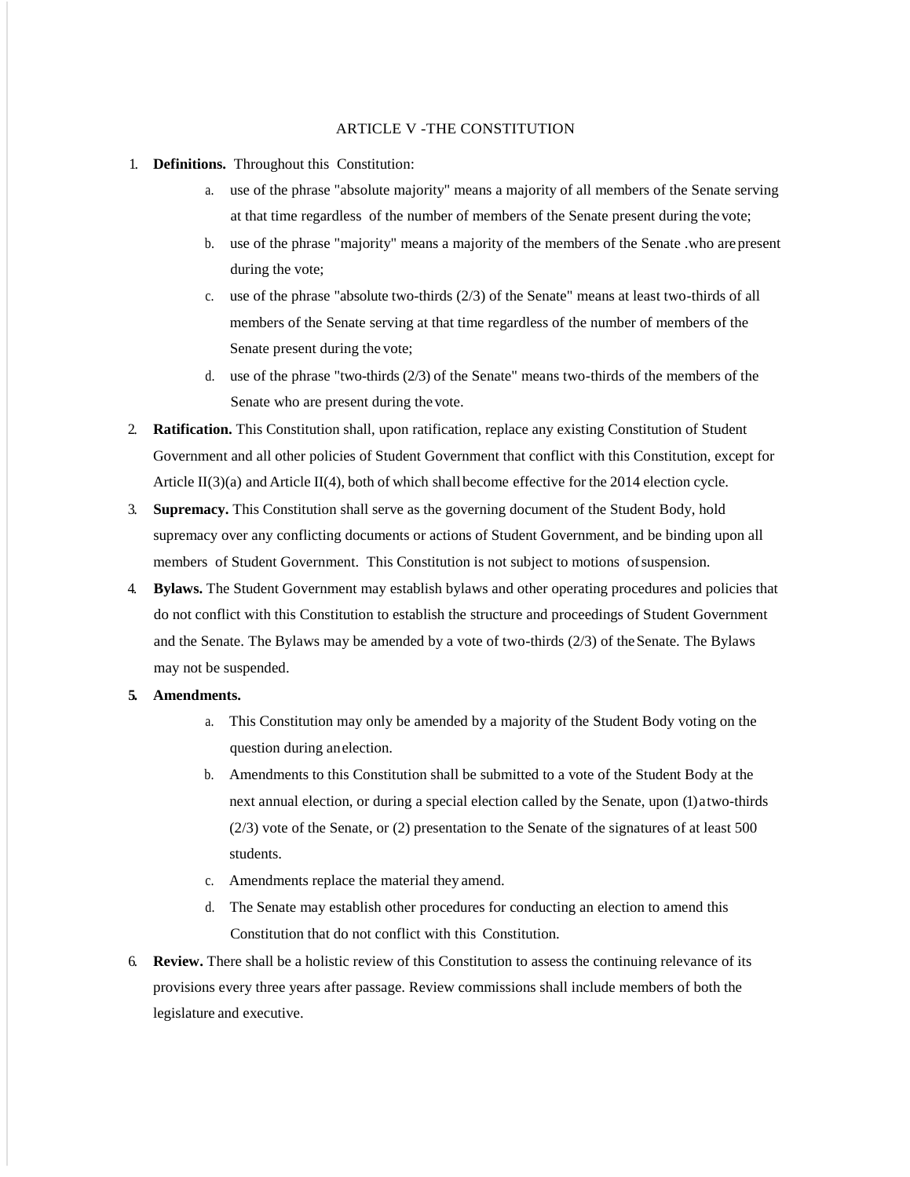## ARTICLE V -THE CONSTITUTION

1. **Definitions.** Throughout this Constitution:
   a. use of the phrase "absolute majority" means a majority of all members of the Senate serving at that time regardless of the number of members of the Senate present during the vote;
   b. use of the phrase "majority" means a majority of the members of the Senate .who are present during the vote;
   c. use of the phrase "absolute two-thirds (2/3) of the Senate" means at least two-thirds of all members of the Senate serving at that time regardless of the number of members of the Senate present during the vote;
   d. use of the phrase "two-thirds (2/3) of the Senate" means two-thirds of the members of the Senate who are present during the vote.
2. **Ratification.** This Constitution shall, upon ratification, replace any existing Constitution of Student Government and all other policies of Student Government that conflict with this Constitution, except for Article II(3)(a) and Article II(4), both of which shall become effective for the 2014 election cycle.
3. **Supremacy.** This Constitution shall serve as the governing document of the Student Body, hold supremacy over any conflicting documents or actions of Student Government, and be binding upon all members of Student Government. This Constitution is not subject to motions of suspension.
4. **Bylaws.** The Student Government may establish bylaws and other operating procedures and policies that do not conflict with this Constitution to establish the structure and proceedings of Student Government and the Senate. The Bylaws may be amended by a vote of two-thirds (2/3) of the Senate. The Bylaws may not be suspended.
5. **Amendments.**
   a. This Constitution may only be amended by a majority of the Student Body voting on the question during an election.
   b. Amendments to this Constitution shall be submitted to a vote of the Student Body at the next annual election, or during a special election called by the Senate, upon (1) a two-thirds (2/3) vote of the Senate, or (2) presentation to the Senate of the signatures of at least 500 students.
   c. Amendments replace the material they amend.
   d. The Senate may establish other procedures for conducting an election to amend this Constitution that do not conflict with this Constitution.
6. **Review.** There shall be a holistic review of this Constitution to assess the continuing relevance of its provisions every three years after passage. Review commissions shall include members of both the legislature and executive.